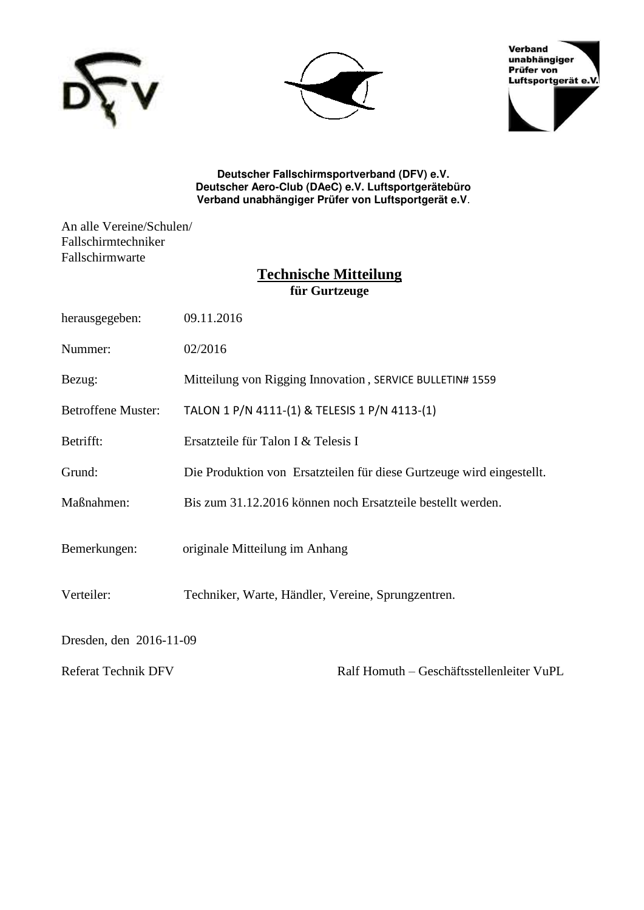Verband unabhängiger Prüfer von Luftsportgerät e.V.

**Deutscher Fallschirmsportverband (DFV) e.V.**
**Deutscher Aero-Club (DAeC) e.V. Luftsportgerätebüro**
**Verband unabhängiger Prüfer von Luftsportgerät e.V.**

An alle Vereine/Schulen/
Fallschirmtechniker
Fallschirmwarte

# Technische Mitteilung
**für Gurtzeuge**

herausgegeben: 09.11.2016

Nummer: 02/2016

Bezug: Mitteilung von Rigging Innovation , SERVICE BULLETIN# 1559

Betroffene Muster: TALON 1 P/N 4111-(1) & TELESIS 1 P/N 4113-(1)

Betrifft: Ersatzteile für Talon I & Telesis I

Grund: Die Produktion von Ersatzteilen für diese Gurtzeuge wird eingestellt.

Maßnahmen: Bis zum 31.12.2016 können noch Ersatzteile bestellt werden.

Bemerkungen: originale Mitteilung im Anhang

Verteiler: Techniker, Warte, Händler, Vereine, Sprungzentren.

Dresden, den 2016-11-09

Referat Technik DFV

Ralf Homuth – Geschäftsstellenleiter VuPL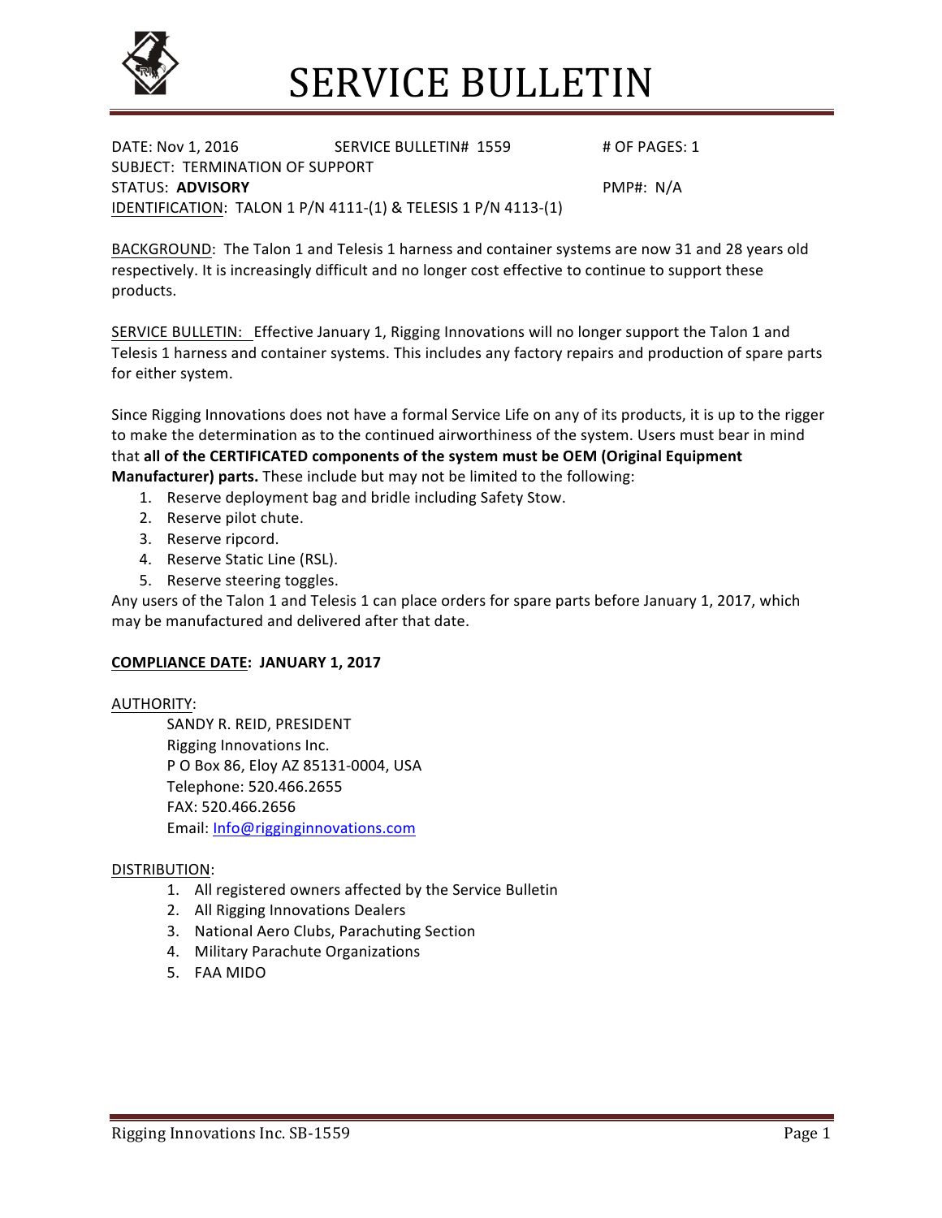# SERVICE BULLETIN

DATE: Nov 1, 2016 SERVICE BULLETIN# 1559 # OF PAGES: 1

SUBJECT: TERMINATION OF SUPPORT

STATUS: **ADVISORY** PMP#: N/A

IDENTIFICATION: TALON 1 P/N 4111-(1) & TELESIS 1 P/N 4113-(1)

BACKGROUND: The Talon 1 and Telesis 1 harness and container systems are now 31 and 28 years old respectively. It is increasingly difficult and no longer cost effective to continue to support these products.

SERVICE BULLETIN: Effective January 1, Rigging Innovations will no longer support the Talon 1 and Telesis 1 harness and container systems. This includes any factory repairs and production of spare parts for either system.

Since Rigging Innovations does not have a formal Service Life on any of its products, it is up to the rigger to make the determination as to the continued airworthiness of the system. Users must bear in mind that **all of the CERTIFICATED components of the system must be OEM (Original Equipment Manufacturer) parts.** These include but may not be limited to the following:

1. Reserve deployment bag and bridle including Safety Stow.
2. Reserve pilot chute.
3. Reserve ripcord.
4. Reserve Static Line (RSL).
5. Reserve steering toggles.

Any users of the Talon 1 and Telesis 1 can place orders for spare parts before January 1, 2017, which may be manufactured and delivered after that date.

**COMPLIANCE DATE: JANUARY 1, 2017**

AUTHORITY:

SANDY R. REID, PRESIDENT
Rigging Innovations Inc.
P O Box 86, Eloy AZ 85131-0004, USA
Telephone: 520.466.2655
FAX: 520.466.2656
Email: Info@regginginnovations.com

DISTRIBUTION:

1. All registered owners affected by the Service Bulletin
2. All Rigging Innovations Dealers
3. National Aero Clubs, Parachuting Section
4. Military Parachute Organizations
5. FAA MIDO